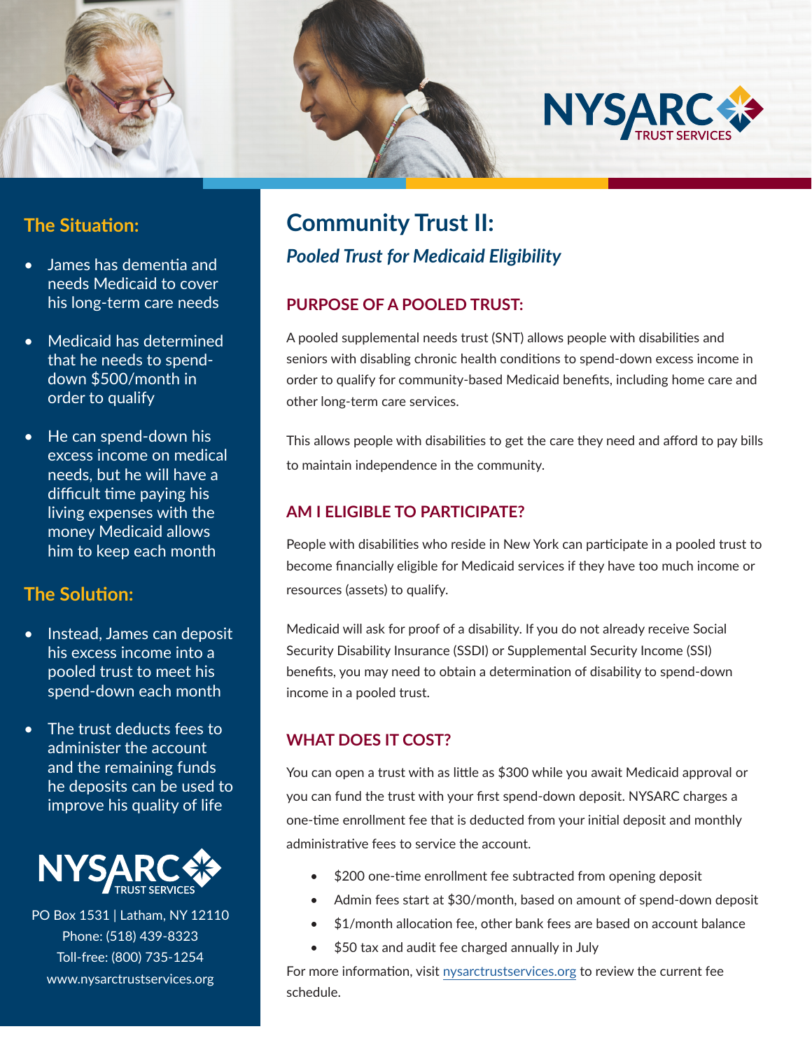NYSARC TRUST SERVICES

# Community Trust II:

## *Pooled Trust for Medicaid Eligibility*

### PURPOSE OF A POOLED TRUST:

A pooled supplemental needs trust (SNT) allows people with disabilities and seniors with disabling chronic health conditions to spend-down excess income in order to qualify for community-based Medicaid benefits, including home care and other long-term care services.

This allows people with disabilities to get the care they need and afford to pay bills to maintain independence in the community.

### AM I ELIGIBLE TO PARTICIPATE?

People with disabilities who reside in New York can participate in a pooled trust to become financially eligible for Medicaid services if they have too much income or resources (assets) to qualify.

Medicaid will ask for proof of a disability. If you do not already receive Social Security Disability Insurance (SSDI) or Supplemental Security Income (SSI) benefits, you may need to obtain a determination of disability to spend-down income in a pooled trust.

### WHAT DOES IT COST?

You can open a trust with as little as $300 while you await Medicaid approval or you can fund the trust with your first spend-down deposit. NYSARC charges a one-time enrollment fee that is deducted from your initial deposit and monthly administrative fees to service the account.

- $200 one-time enrollment fee subtracted from opening deposit
- Admin fees start at $30/month, based on amount of spend-down deposit
- $1/month allocation fee, other bank fees are based on account balance
- $50 tax and audit fee charged annually in July

For more information, visit nysarctrustservices.org to review the current fee schedule.

### The Situation:

- James has dementia and needs Medicaid to cover his long-term care needs
- Medicaid has determined that he needs to spend-down $500/month in order to qualify
- He can spend-down his excess income on medical needs, but he will have a difficult time paying his living expenses with the money Medicaid allows him to keep each month

### The Solution:

- Instead, James can deposit his excess income into a pooled trust to meet his spend-down each month
- The trust deducts fees to administer the account and the remaining funds he deposits can be used to improve his quality of life

NYSARC TRUST SERVICES

PO Box 1531 | Latham, NY 12110
Phone: (518) 439-8323
Toll-free: (800) 735-1254
www.nysarctrustservices.org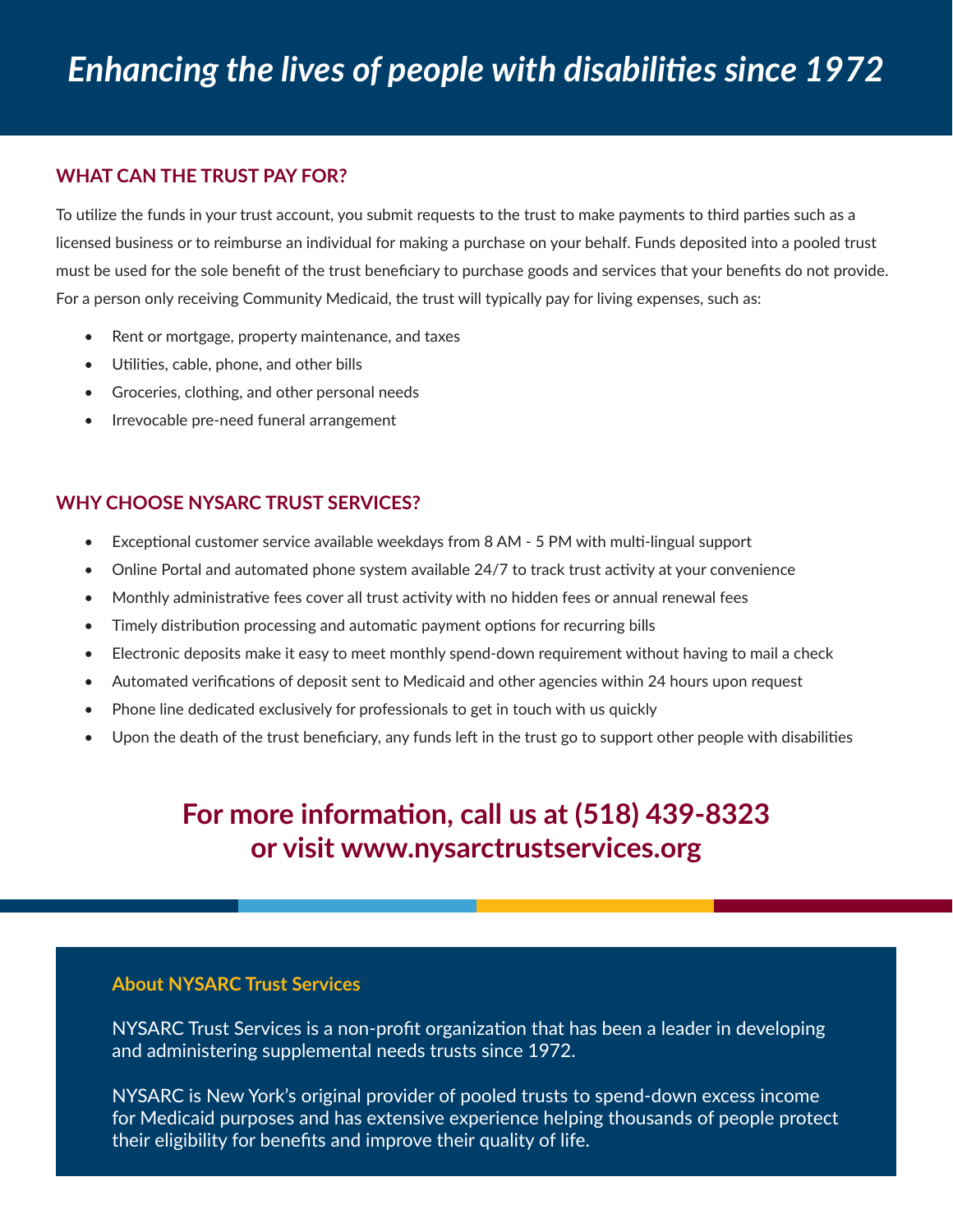# *Enhancing the lives of people with disabilities since 1972*

## WHAT CAN THE TRUST PAY FOR?

To utilize the funds in your trust account, you submit requests to the trust to make payments to third parties such as a licensed business or to reimburse an individual for making a purchase on your behalf. Funds deposited into a pooled trust must be used for the sole benefit of the trust beneficiary to purchase goods and services that your benefits do not provide. For a person only receiving Community Medicaid, the trust will typically pay for living expenses, such as:

- Rent or mortgage, property maintenance, and taxes
- Utilities, cable, phone, and other bills
- Groceries, clothing, and other personal needs
- Irrevocable pre-need funeral arrangement

## WHY CHOOSE NYSARC TRUST SERVICES?

- Exceptional customer service available weekdays from 8 AM - 5 PM with multi-lingual support
- Online Portal and automated phone system available 24/7 to track trust activity at your convenience
- Monthly administrative fees cover all trust activity with no hidden fees or annual renewal fees
- Timely distribution processing and automatic payment options for recurring bills
- Electronic deposits make it easy to meet monthly spend-down requirement without having to mail a check
- Automated verifications of deposit sent to Medicaid and other agencies within 24 hours upon request
- Phone line dedicated exclusively for professionals to get in touch with us quickly
- Upon the death of the trust beneficiary, any funds left in the trust go to support other people with disabilities

**For more information, call us at (518) 439-8323**
**or visit www.nysarctrustservices.org**

### About NYSARC Trust Services

NYSARC Trust Services is a non-profit organization that has been a leader in developing and administering supplemental needs trusts since 1972.

NYSARC is New York's original provider of pooled trusts to spend-down excess income for Medicaid purposes and has extensive experience helping thousands of people protect their eligibility for benefits and improve their quality of life.